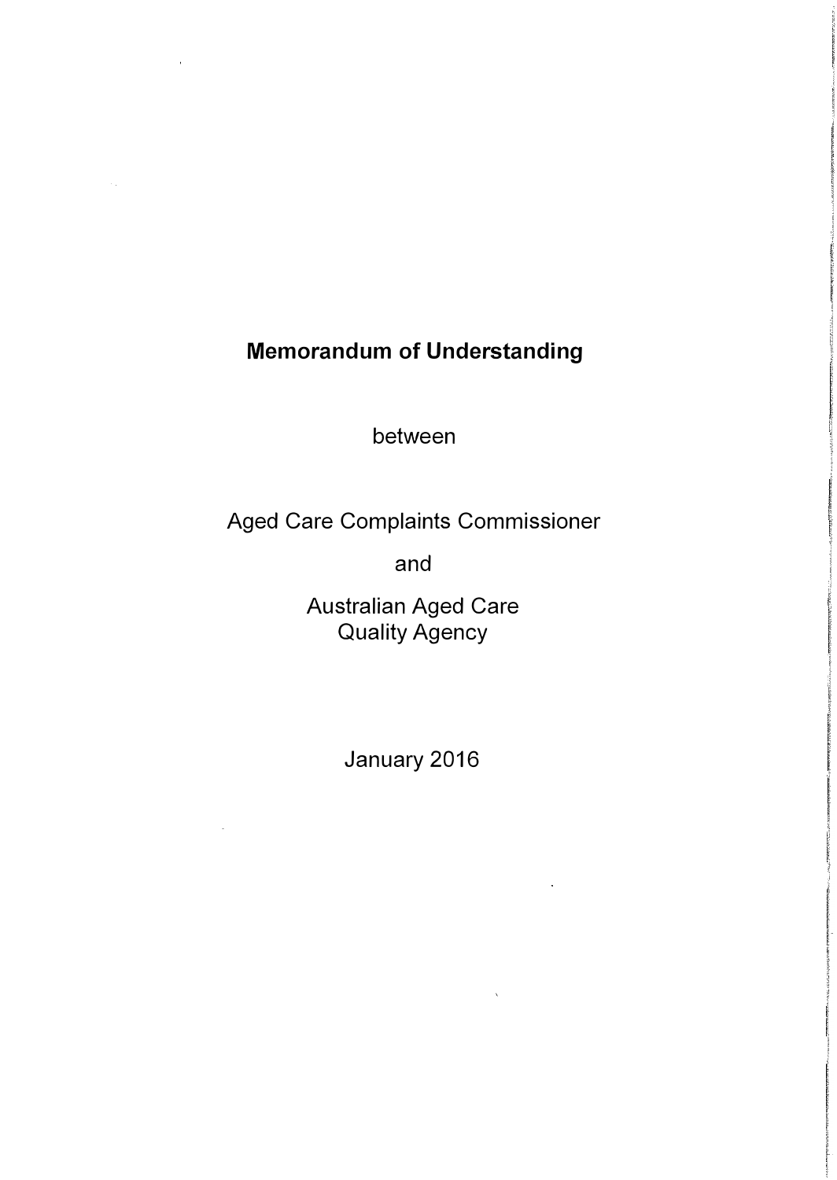# Memorandum of Understanding

between

Aged Care Complaints Commissioner

and

Australian Aged Care Quality Agency

January 2016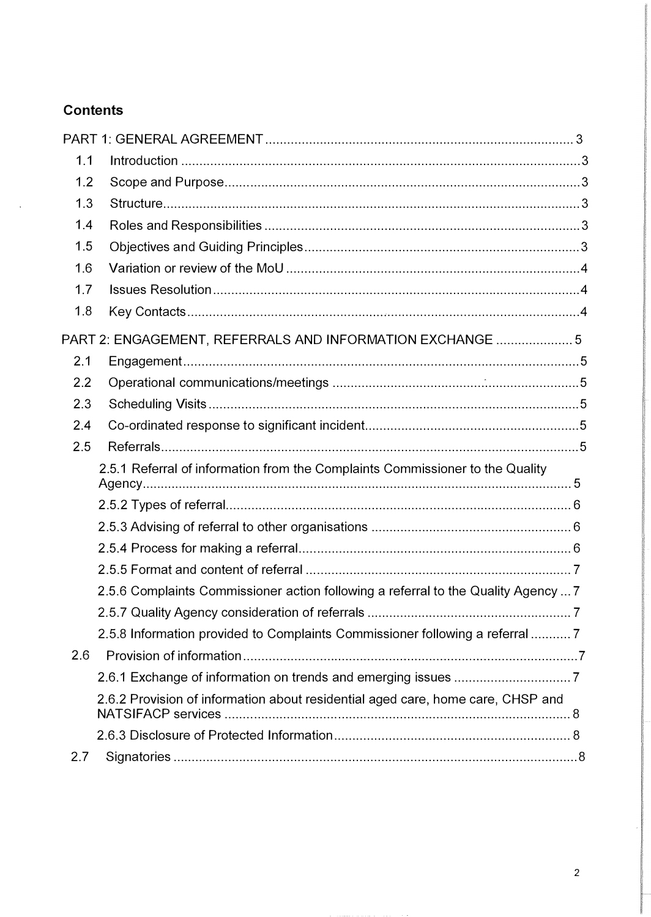## Contents

PART 1: GENERAL AGREEMENT ..... 3

- 1.1 Introduction ..... 3
- 1.2 Scope and Purpose ..... 3
- 1.3 Structure ..... 3
- 1.4 Roles and Responsibilities ..... 3
- 1.5 Objectives and Guiding Principles ..... 3
- 1.6 Variation or review of the MoU ..... 4
- 1.7 Issues Resolution ..... 4
- 1.8 Key Contacts ..... 4

PART 2: ENGAGEMENT, REFERRALS AND INFORMATION EXCHANGE ..... 5

- 2.1 Engagement ..... 5
- 2.2 Operational communications/meetings ..... 5
- 2.3 Scheduling Visits ..... 5
- 2.4 Co-ordinated response to significant incident ..... 5
- 2.5 Referrals ..... 5
  - 2.5.1 Referral of information from the Complaints Commissioner to the Quality Agency ..... 5
  - 2.5.2 Types of referral ..... 6
  - 2.5.3 Advising of referral to other organisations ..... 6
  - 2.5.4 Process for making a referral ..... 6
  - 2.5.5 Format and content of referral ..... 7
  - 2.5.6 Complaints Commissioner action following a referral to the Quality Agency ..... 7
  - 2.5.7 Quality Agency consideration of referrals ..... 7
  - 2.5.8 Information provided to Complaints Commissioner following a referral ..... 7
- 2.6 Provision of information ..... 7
  - 2.6.1 Exchange of information on trends and emerging issues ..... 7
  - 2.6.2 Provision of information about residential aged care, home care, CHSP and NATSIFACP services ..... 8
  - 2.6.3 Disclosure of Protected Information ..... 8
- 2.7 Signatories ..... 8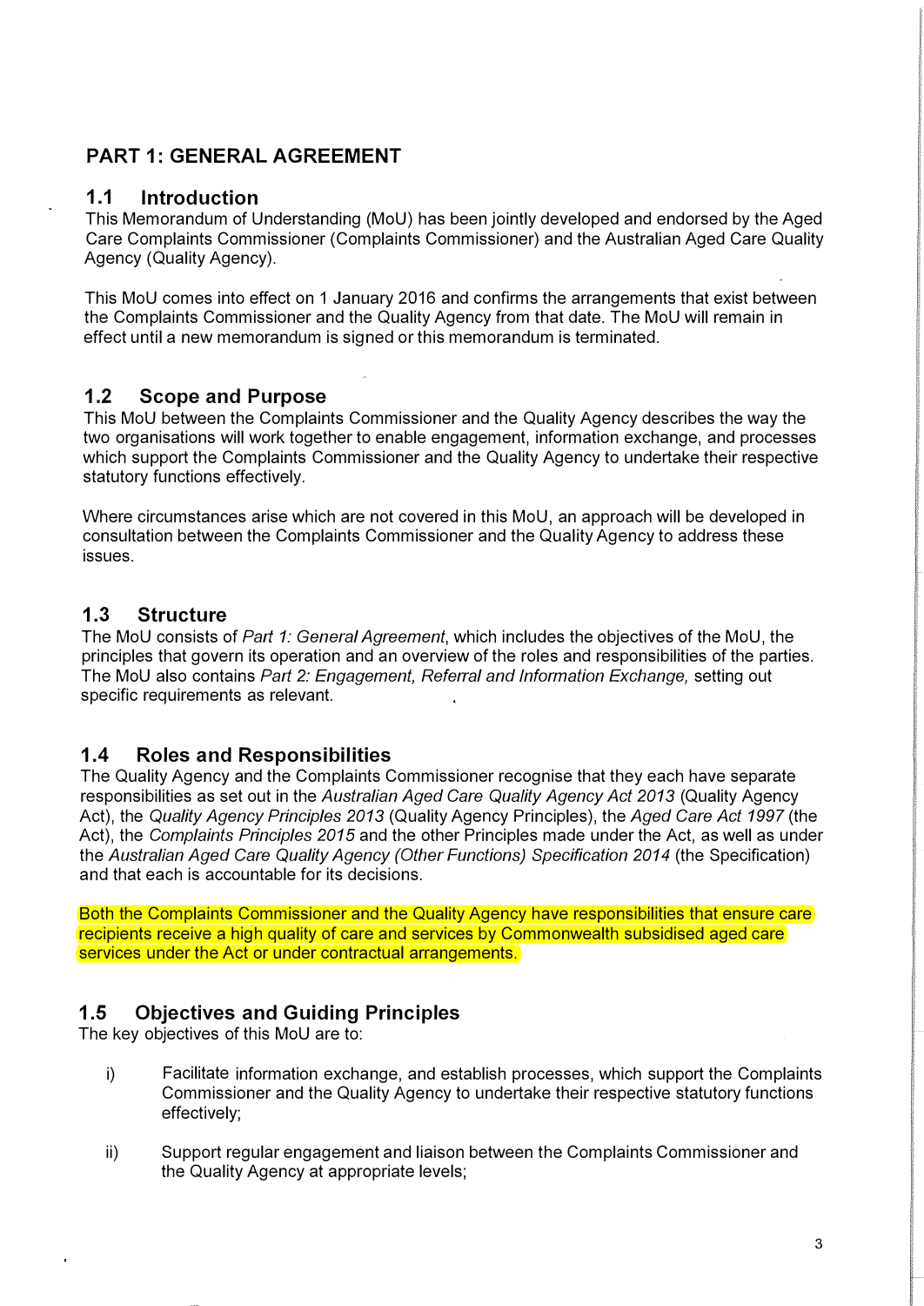## PART 1: GENERAL AGREEMENT

### 1.1 Introduction

This Memorandum of Understanding (MoU) has been jointly developed and endorsed by the Aged Care Complaints Commissioner (Complaints Commissioner) and the Australian Aged Care Quality Agency (Quality Agency).

This MoU comes into effect on 1 January 2016 and confirms the arrangements that exist between the Complaints Commissioner and the Quality Agency from that date. The MoU will remain in effect until a new memorandum is signed or this memorandum is terminated.

### 1.2 Scope and Purpose

This MoU between the Complaints Commissioner and the Quality Agency describes the way the two organisations will work together to enable engagement, information exchange, and processes which support the Complaints Commissioner and the Quality Agency to undertake their respective statutory functions effectively.

Where circumstances arise which are not covered in this MoU, an approach will be developed in consultation between the Complaints Commissioner and the Quality Agency to address these issues.

### 1.3 Structure

The MoU consists of *Part 1: General Agreement*, which includes the objectives of the MoU, the principles that govern its operation and an overview of the roles and responsibilities of the parties. The MoU also contains *Part 2: Engagement, Referral and Information Exchange,* setting out specific requirements as relevant.

### 1.4 Roles and Responsibilities

The Quality Agency and the Complaints Commissioner recognise that they each have separate responsibilities as set out in the *Australian Aged Care Quality Agency Act 2013* (Quality Agency Act), the *Quality Agency Principles 2013* (Quality Agency Principles), the *Aged Care Act 1997* (the Act), the *Complaints Principles 2015* and the other Principles made under the Act, as well as under the *Australian Aged Care Quality Agency (Other Functions) Specification 2014* (the Specification) and that each is accountable for its decisions.

Both the Complaints Commissioner and the Quality Agency have responsibilities that ensure care recipients receive a high quality of care and services by Commonwealth subsidised aged care services under the Act or under contractual arrangements.

### 1.5 Objectives and Guiding Principles

The key objectives of this MoU are to:

i) Facilitate information exchange, and establish processes, which support the Complaints Commissioner and the Quality Agency to undertake their respective statutory functions effectively;

ii) Support regular engagement and liaison between the Complaints Commissioner and the Quality Agency at appropriate levels;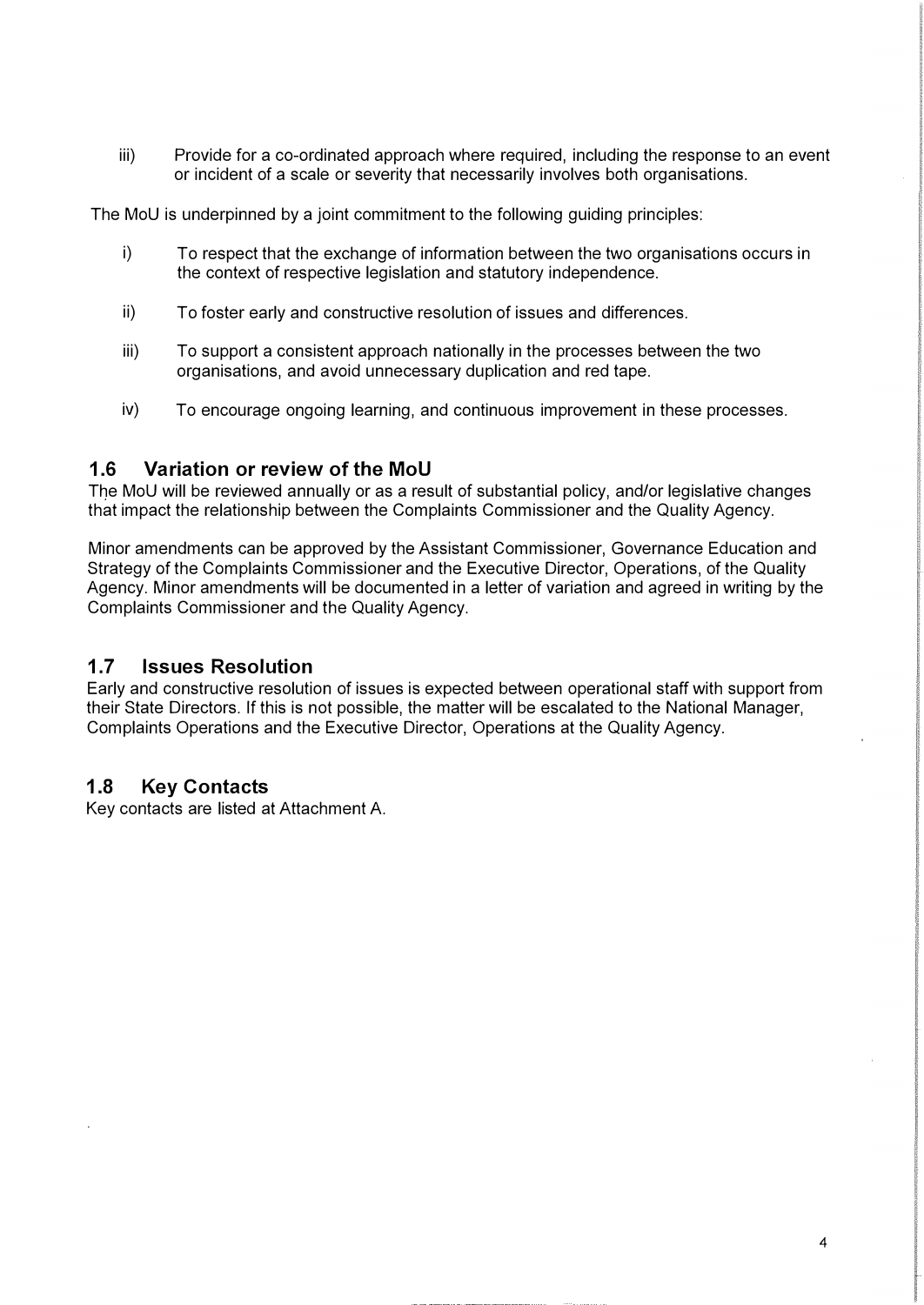iii) Provide for a co-ordinated approach where required, including the response to an event or incident of a scale or severity that necessarily involves both organisations.

The MoU is underpinned by a joint commitment to the following guiding principles:

i) To respect that the exchange of information between the two organisations occurs in the context of respective legislation and statutory independence.

ii) To foster early and constructive resolution of issues and differences.

iii) To support a consistent approach nationally in the processes between the two organisations, and avoid unnecessary duplication and red tape.

iv) To encourage ongoing learning, and continuous improvement in these processes.

## 1.6 Variation or review of the MoU

The MoU will be reviewed annually or as a result of substantial policy, and/or legislative changes that impact the relationship between the Complaints Commissioner and the Quality Agency.

Minor amendments can be approved by the Assistant Commissioner, Governance Education and Strategy of the Complaints Commissioner and the Executive Director, Operations, of the Quality Agency. Minor amendments will be documented in a letter of variation and agreed in writing by the Complaints Commissioner and the Quality Agency.

## 1.7 Issues Resolution

Early and constructive resolution of issues is expected between operational staff with support from their State Directors. If this is not possible, the matter will be escalated to the National Manager, Complaints Operations and the Executive Director, Operations at the Quality Agency.

## 1.8 Key Contacts

Key contacts are listed at Attachment A.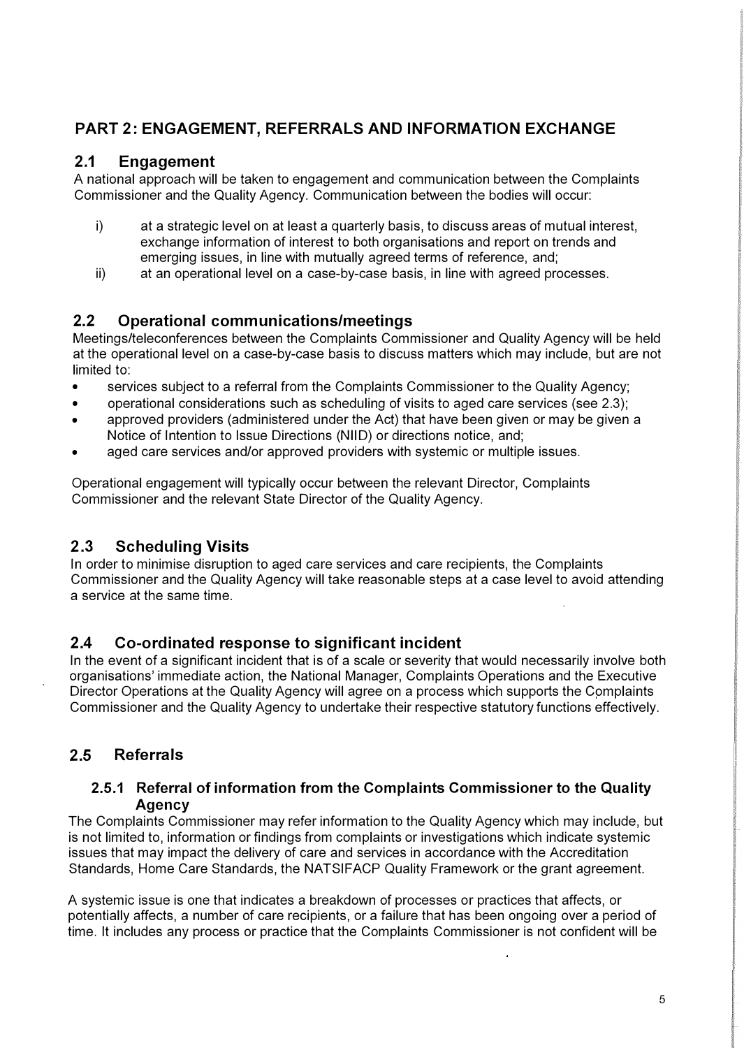## PART 2: ENGAGEMENT, REFERRALS AND INFORMATION EXCHANGE

### 2.1 Engagement

A national approach will be taken to engagement and communication between the Complaints Commissioner and the Quality Agency. Communication between the bodies will occur:

i) at a strategic level on at least a quarterly basis, to discuss areas of mutual interest, exchange information of interest to both organisations and report on trends and emerging issues, in line with mutually agreed terms of reference, and;

ii) at an operational level on a case-by-case basis, in line with agreed processes.

### 2.2 Operational communications/meetings

Meetings/teleconferences between the Complaints Commissioner and Quality Agency will be held at the operational level on a case-by-case basis to discuss matters which may include, but are not limited to:

- services subject to a referral from the Complaints Commissioner to the Quality Agency;
- operational considerations such as scheduling of visits to aged care services (see 2.3);
- approved providers (administered under the Act) that have been given or may be given a Notice of Intention to Issue Directions (NIID) or directions notice, and;
- aged care services and/or approved providers with systemic or multiple issues.

Operational engagement will typically occur between the relevant Director, Complaints Commissioner and the relevant State Director of the Quality Agency.

### 2.3 Scheduling Visits

In order to minimise disruption to aged care services and care recipients, the Complaints Commissioner and the Quality Agency will take reasonable steps at a case level to avoid attending a service at the same time.

### 2.4 Co-ordinated response to significant incident

In the event of a significant incident that is of a scale or severity that would necessarily involve both organisations' immediate action, the National Manager, Complaints Operations and the Executive Director Operations at the Quality Agency will agree on a process which supports the Complaints Commissioner and the Quality Agency to undertake their respective statutory functions effectively.

### 2.5 Referrals

#### 2.5.1 Referral of information from the Complaints Commissioner to the Quality Agency

The Complaints Commissioner may refer information to the Quality Agency which may include, but is not limited to, information or findings from complaints or investigations which indicate systemic issues that may impact the delivery of care and services in accordance with the Accreditation Standards, Home Care Standards, the NATSIFACP Quality Framework or the grant agreement.

A systemic issue is one that indicates a breakdown of processes or practices that affects, or potentially affects, a number of care recipients, or a failure that has been ongoing over a period of time. It includes any process or practice that the Complaints Commissioner is not confident will be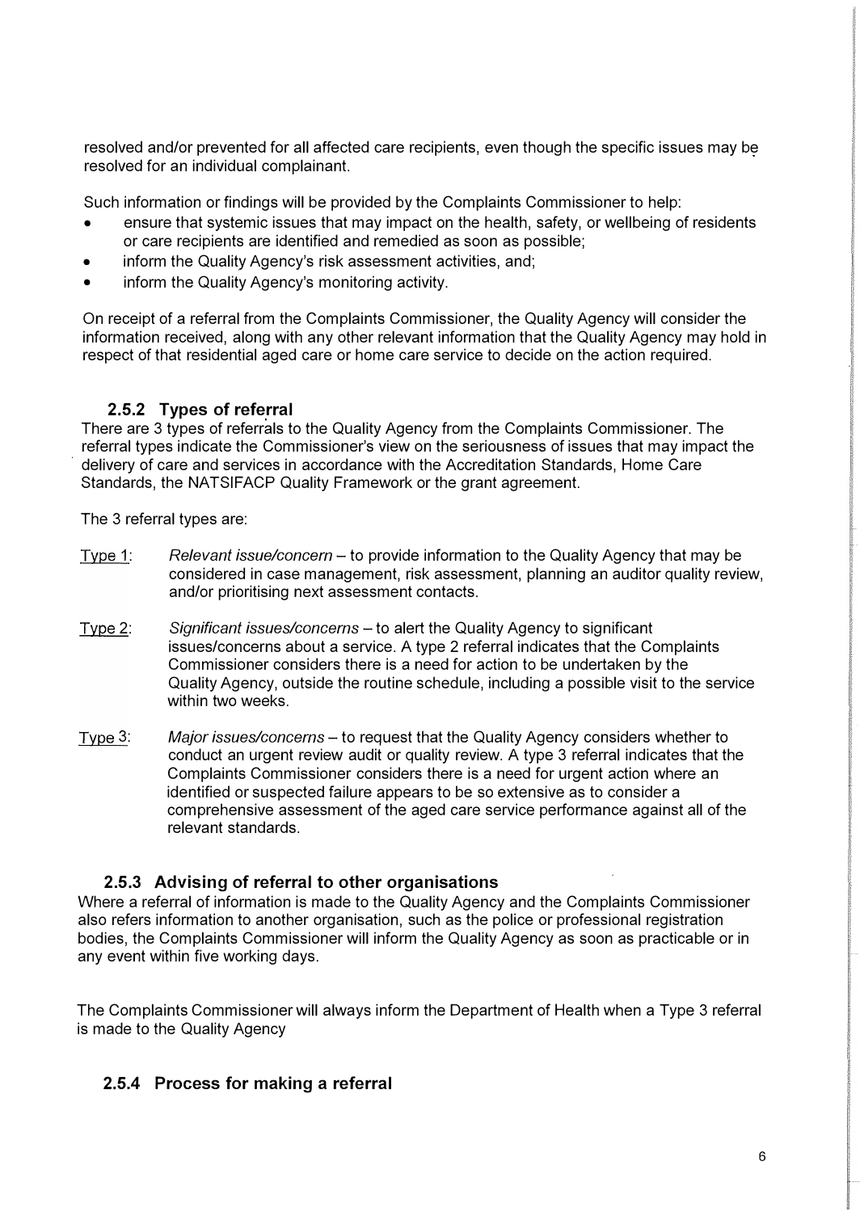resolved and/or prevented for all affected care recipients, even though the specific issues may be resolved for an individual complainant.

Such information or findings will be provided by the Complaints Commissioner to help:

- ensure that systemic issues that may impact on the health, safety, or wellbeing of residents or care recipients are identified and remedied as soon as possible;
- inform the Quality Agency's risk assessment activities, and;
- inform the Quality Agency's monitoring activity.

On receipt of a referral from the Complaints Commissioner, the Quality Agency will consider the information received, along with any other relevant information that the Quality Agency may hold in respect of that residential aged care or home care service to decide on the action required.

### 2.5.2 Types of referral

There are 3 types of referrals to the Quality Agency from the Complaints Commissioner. The referral types indicate the Commissioner's view on the seriousness of issues that may impact the delivery of care and services in accordance with the Accreditation Standards, Home Care Standards, the NATSIFACP Quality Framework or the grant agreement.

The 3 referral types are:

Type 1: *Relevant issue/concern* – to provide information to the Quality Agency that may be considered in case management, risk assessment, planning an auditor quality review, and/or prioritising next assessment contacts.

Type 2: *Significant issues/concerns* – to alert the Quality Agency to significant issues/concerns about a service. A type 2 referral indicates that the Complaints Commissioner considers there is a need for action to be undertaken by the Quality Agency, outside the routine schedule, including a possible visit to the service within two weeks.

Type 3: *Major issues/concerns* – to request that the Quality Agency considers whether to conduct an urgent review audit or quality review. A type 3 referral indicates that the Complaints Commissioner considers there is a need for urgent action where an identified or suspected failure appears to be so extensive as to consider a comprehensive assessment of the aged care service performance against all of the relevant standards.

### 2.5.3 Advising of referral to other organisations

Where a referral of information is made to the Quality Agency and the Complaints Commissioner also refers information to another organisation, such as the police or professional registration bodies, the Complaints Commissioner will inform the Quality Agency as soon as practicable or in any event within five working days.

The Complaints Commissioner will always inform the Department of Health when a Type 3 referral is made to the Quality Agency

### 2.5.4 Process for making a referral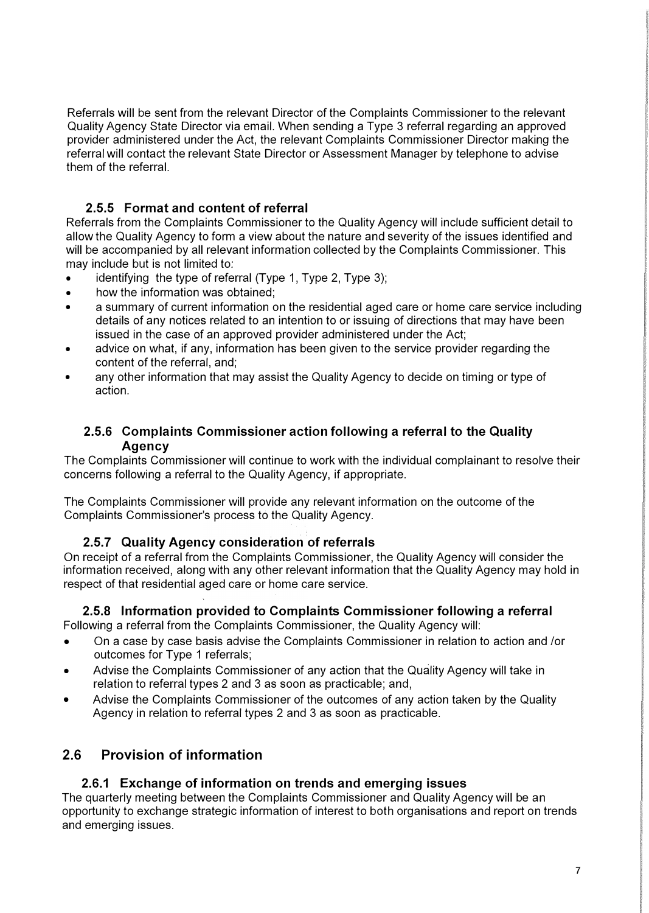Referrals will be sent from the relevant Director of the Complaints Commissioner to the relevant Quality Agency State Director via email. When sending a Type 3 referral regarding an approved provider administered under the Act, the relevant Complaints Commissioner Director making the referral will contact the relevant State Director or Assessment Manager by telephone to advise them of the referral.

### 2.5.5 Format and content of referral

Referrals from the Complaints Commissioner to the Quality Agency will include sufficient detail to allow the Quality Agency to form a view about the nature and severity of the issues identified and will be accompanied by all relevant information collected by the Complaints Commissioner. This may include but is not limited to:

- identifying the type of referral (Type 1, Type 2, Type 3);
- how the information was obtained;
- a summary of current information on the residential aged care or home care service including details of any notices related to an intention to or issuing of directions that may have been issued in the case of an approved provider administered under the Act;
- advice on what, if any, information has been given to the service provider regarding the content of the referral, and;
- any other information that may assist the Quality Agency to decide on timing or type of action.

### 2.5.6 Complaints Commissioner action following a referral to the Quality Agency

The Complaints Commissioner will continue to work with the individual complainant to resolve their concerns following a referral to the Quality Agency, if appropriate.

The Complaints Commissioner will provide any relevant information on the outcome of the Complaints Commissioner's process to the Quality Agency.

### 2.5.7 Quality Agency consideration of referrals

On receipt of a referral from the Complaints Commissioner, the Quality Agency will consider the information received, along with any other relevant information that the Quality Agency may hold in respect of that residential aged care or home care service.

### 2.5.8 Information provided to Complaints Commissioner following a referral

Following a referral from the Complaints Commissioner, the Quality Agency will:

- On a case by case basis advise the Complaints Commissioner in relation to action and /or outcomes for Type 1 referrals;
- Advise the Complaints Commissioner of any action that the Quality Agency will take in relation to referral types 2 and 3 as soon as practicable; and,
- Advise the Complaints Commissioner of the outcomes of any action taken by the Quality Agency in relation to referral types 2 and 3 as soon as practicable.

## 2.6 Provision of information

### 2.6.1 Exchange of information on trends and emerging issues

The quarterly meeting between the Complaints Commissioner and Quality Agency will be an opportunity to exchange strategic information of interest to both organisations and report on trends and emerging issues.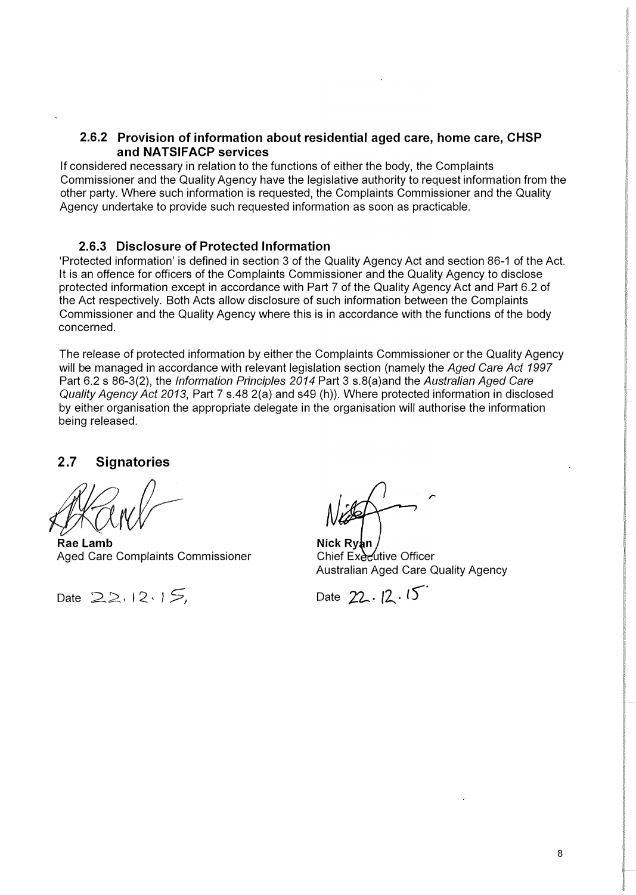### 2.6.2 Provision of information about residential aged care, home care, CHSP and NATSIFACP services

If considered necessary in relation to the functions of either the body, the Complaints Commissioner and the Quality Agency have the legislative authority to request information from the other party. Where such information is requested, the Complaints Commissioner and the Quality Agency undertake to provide such requested information as soon as practicable.

### 2.6.3 Disclosure of Protected Information

'Protected information' is defined in section 3 of the Quality Agency Act and section 86-1 of the Act. It is an offence for officers of the Complaints Commissioner and the Quality Agency to disclose protected information except in accordance with Part 7 of the Quality Agency Act and Part 6.2 of the Act respectively. Both Acts allow disclosure of such information between the Complaints Commissioner and the Quality Agency where this is in accordance with the functions of the body concerned.

The release of protected information by either the Complaints Commissioner or the Quality Agency will be managed in accordance with relevant legislation section (namely the *Aged Care Act 1997* Part 6.2 s 86-3(2), the *Information Principles 2014* Part 3 s.8(a)and the *Australian Aged Care Quality Agency Act 2013*, Part 7 s.48 2(a) and s49 (h)). Where protected information in disclosed by either organisation the appropriate delegate in the organisation will authorise the information being released.

## 2.7 Signatories

**Rae Lamb**
Aged Care Complaints Commissioner

Date 22.12.15,

**Nick Ryan**
Chief Executive Officer
Australian Aged Care Quality Agency

Date 22.12.15